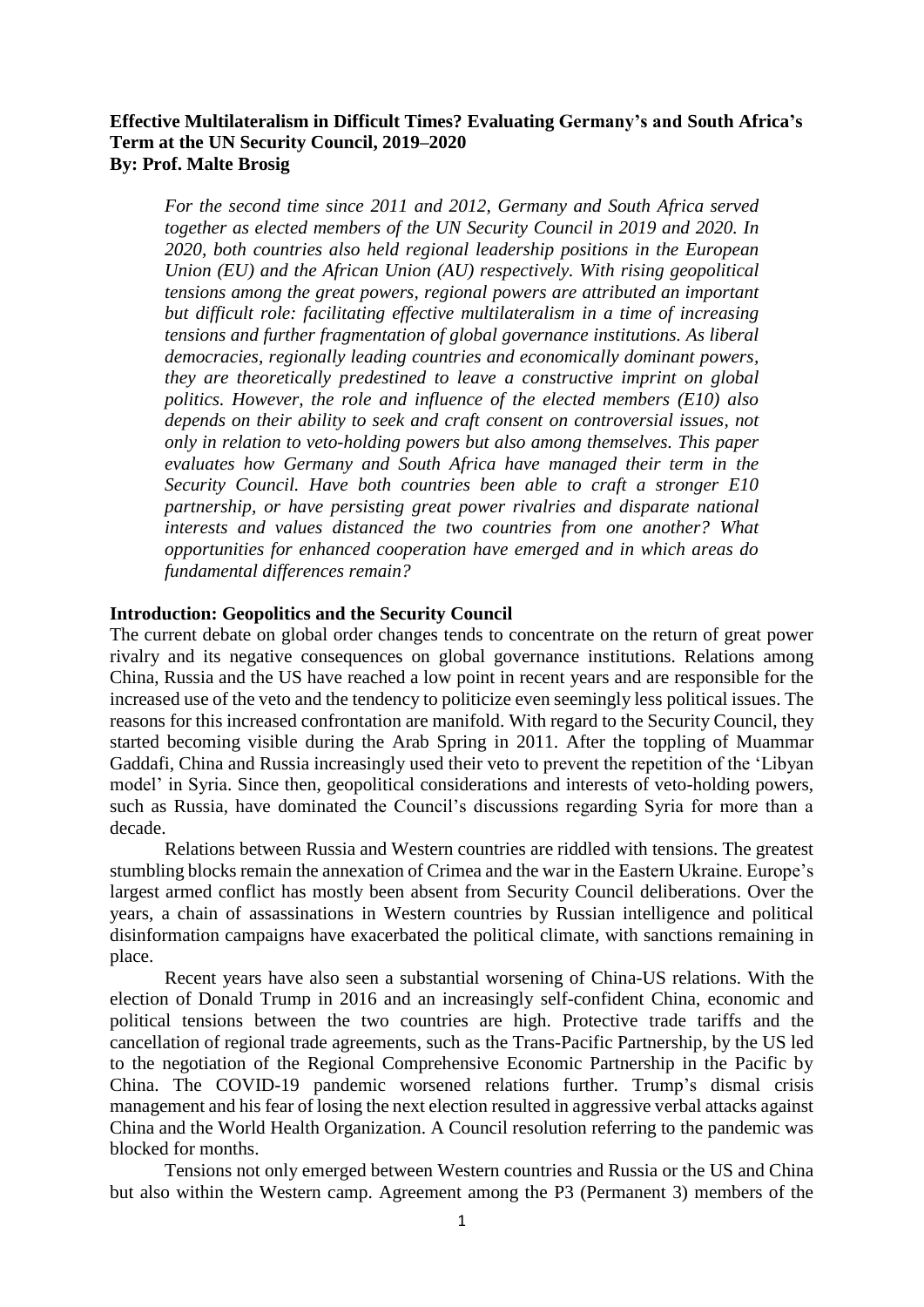**Effective Multilateralism in Difficult Times? Evaluating Germany's and South Africa's Term at the UN Security Council, 2019–2020**
**By: Prof. Malte Brosig**

> *For the second time since 2011 and 2012, Germany and South Africa served together as elected members of the UN Security Council in 2019 and 2020. In 2020, both countries also held regional leadership positions in the European Union (EU) and the African Union (AU) respectively. With rising geopolitical tensions among the great powers, regional powers are attributed an important but difficult role: facilitating effective multilateralism in a time of increasing tensions and further fragmentation of global governance institutions. As liberal democracies, regionally leading countries and economically dominant powers, they are theoretically predestined to leave a constructive imprint on global politics. However, the role and influence of the elected members (E10) also depends on their ability to seek and craft consent on controversial issues, not only in relation to veto-holding powers but also among themselves. This paper evaluates how Germany and South Africa have managed their term in the Security Council. Have both countries been able to craft a stronger E10 partnership, or have persisting great power rivalries and disparate national interests and values distanced the two countries from one another? What opportunities for enhanced cooperation have emerged and in which areas do fundamental differences remain?*

**Introduction: Geopolitics and the Security Council**

The current debate on global order changes tends to concentrate on the return of great power rivalry and its negative consequences on global governance institutions. Relations among China, Russia and the US have reached a low point in recent years and are responsible for the increased use of the veto and the tendency to politicize even seemingly less political issues. The reasons for this increased confrontation are manifold. With regard to the Security Council, they started becoming visible during the Arab Spring in 2011. After the toppling of Muammar Gaddafi, China and Russia increasingly used their veto to prevent the repetition of the 'Libyan model' in Syria. Since then, geopolitical considerations and interests of veto-holding powers, such as Russia, have dominated the Council's discussions regarding Syria for more than a decade.

Relations between Russia and Western countries are riddled with tensions. The greatest stumbling blocks remain the annexation of Crimea and the war in the Eastern Ukraine. Europe's largest armed conflict has mostly been absent from Security Council deliberations. Over the years, a chain of assassinations in Western countries by Russian intelligence and political disinformation campaigns have exacerbated the political climate, with sanctions remaining in place.

Recent years have also seen a substantial worsening of China-US relations. With the election of Donald Trump in 2016 and an increasingly self-confident China, economic and political tensions between the two countries are high. Protective trade tariffs and the cancellation of regional trade agreements, such as the Trans-Pacific Partnership, by the US led to the negotiation of the Regional Comprehensive Economic Partnership in the Pacific by China. The COVID-19 pandemic worsened relations further. Trump's dismal crisis management and his fear of losing the next election resulted in aggressive verbal attacks against China and the World Health Organization. A Council resolution referring to the pandemic was blocked for months.

Tensions not only emerged between Western countries and Russia or the US and China but also within the Western camp. Agreement among the P3 (Permanent 3) members of the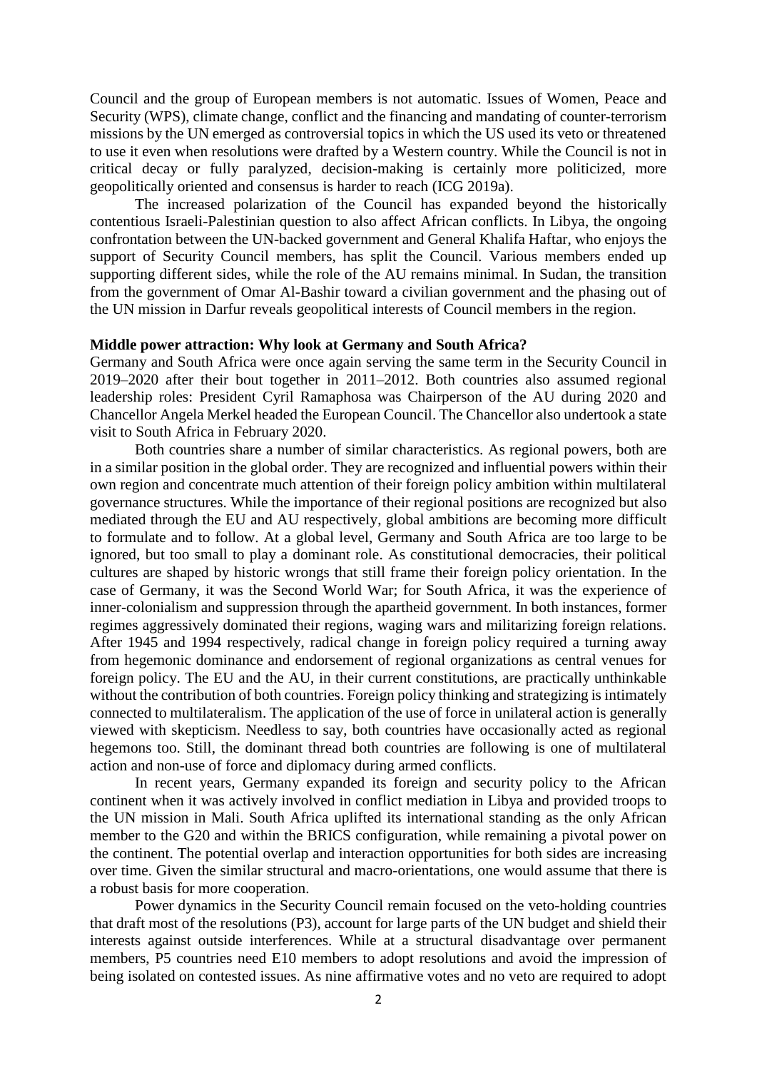Council and the group of European members is not automatic. Issues of Women, Peace and Security (WPS), climate change, conflict and the financing and mandating of counter-terrorism missions by the UN emerged as controversial topics in which the US used its veto or threatened to use it even when resolutions were drafted by a Western country. While the Council is not in critical decay or fully paralyzed, decision-making is certainly more politicized, more geopolitically oriented and consensus is harder to reach (ICG 2019a).

The increased polarization of the Council has expanded beyond the historically contentious Israeli-Palestinian question to also affect African conflicts. In Libya, the ongoing confrontation between the UN-backed government and General Khalifa Haftar, who enjoys the support of Security Council members, has split the Council. Various members ended up supporting different sides, while the role of the AU remains minimal. In Sudan, the transition from the government of Omar Al-Bashir toward a civilian government and the phasing out of the UN mission in Darfur reveals geopolitical interests of Council members in the region.

**Middle power attraction: Why look at Germany and South Africa?**

Germany and South Africa were once again serving the same term in the Security Council in 2019–2020 after their bout together in 2011–2012. Both countries also assumed regional leadership roles: President Cyril Ramaphosa was Chairperson of the AU during 2020 and Chancellor Angela Merkel headed the European Council. The Chancellor also undertook a state visit to South Africa in February 2020.

Both countries share a number of similar characteristics. As regional powers, both are in a similar position in the global order. They are recognized and influential powers within their own region and concentrate much attention of their foreign policy ambition within multilateral governance structures. While the importance of their regional positions are recognized but also mediated through the EU and AU respectively, global ambitions are becoming more difficult to formulate and to follow. At a global level, Germany and South Africa are too large to be ignored, but too small to play a dominant role. As constitutional democracies, their political cultures are shaped by historic wrongs that still frame their foreign policy orientation. In the case of Germany, it was the Second World War; for South Africa, it was the experience of inner-colonialism and suppression through the apartheid government. In both instances, former regimes aggressively dominated their regions, waging wars and militarizing foreign relations. After 1945 and 1994 respectively, radical change in foreign policy required a turning away from hegemonic dominance and endorsement of regional organizations as central venues for foreign policy. The EU and the AU, in their current constitutions, are practically unthinkable without the contribution of both countries. Foreign policy thinking and strategizing is intimately connected to multilateralism. The application of the use of force in unilateral action is generally viewed with skepticism. Needless to say, both countries have occasionally acted as regional hegemons too. Still, the dominant thread both countries are following is one of multilateral action and non-use of force and diplomacy during armed conflicts.

In recent years, Germany expanded its foreign and security policy to the African continent when it was actively involved in conflict mediation in Libya and provided troops to the UN mission in Mali. South Africa uplifted its international standing as the only African member to the G20 and within the BRICS configuration, while remaining a pivotal power on the continent. The potential overlap and interaction opportunities for both sides are increasing over time. Given the similar structural and macro-orientations, one would assume that there is a robust basis for more cooperation.

Power dynamics in the Security Council remain focused on the veto-holding countries that draft most of the resolutions (P3), account for large parts of the UN budget and shield their interests against outside interferences. While at a structural disadvantage over permanent members, P5 countries need E10 members to adopt resolutions and avoid the impression of being isolated on contested issues. As nine affirmative votes and no veto are required to adopt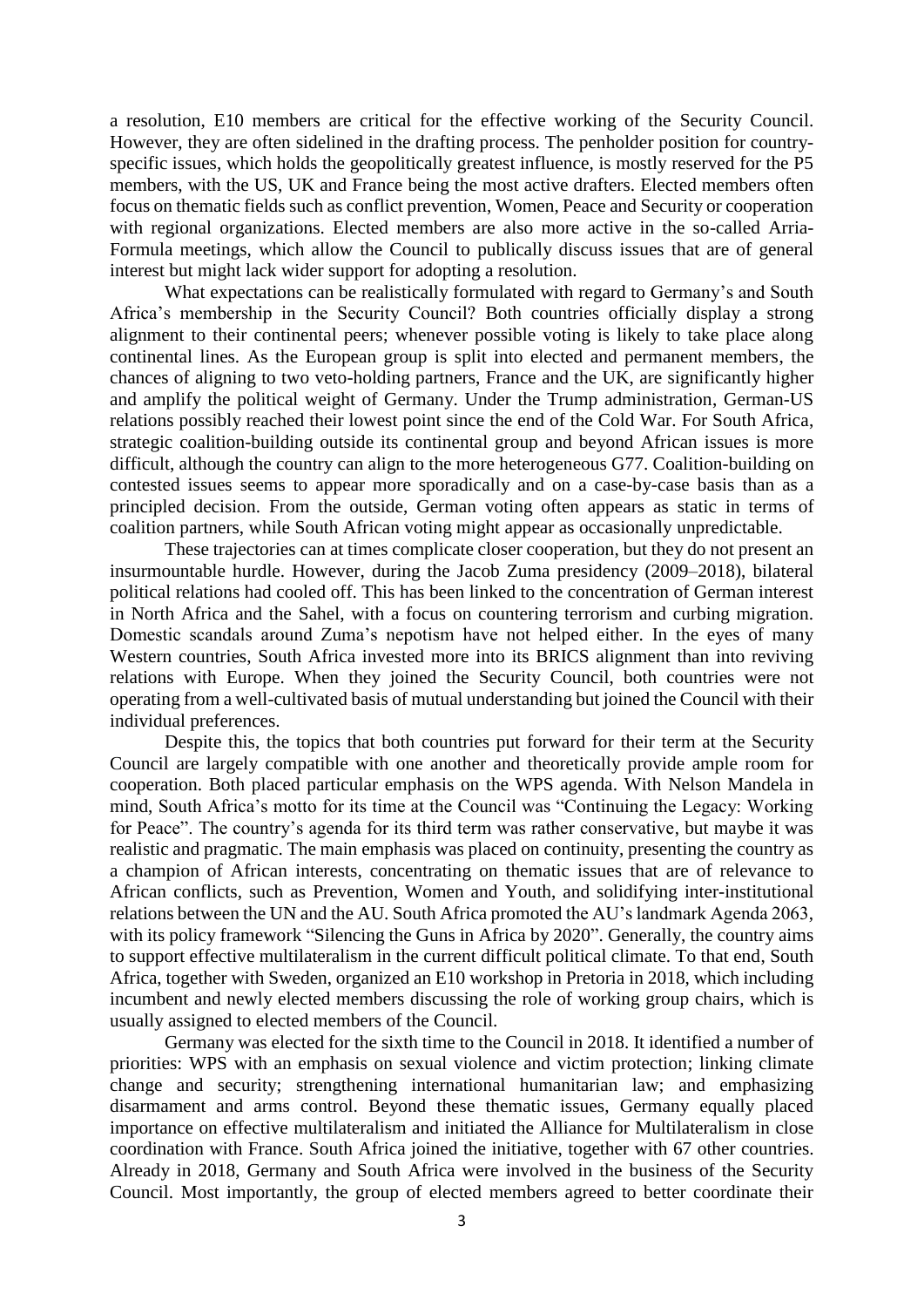a resolution, E10 members are critical for the effective working of the Security Council. However, they are often sidelined in the drafting process. The penholder position for country-specific issues, which holds the geopolitically greatest influence, is mostly reserved for the P5 members, with the US, UK and France being the most active drafters. Elected members often focus on thematic fields such as conflict prevention, Women, Peace and Security or cooperation with regional organizations. Elected members are also more active in the so-called Arria-Formula meetings, which allow the Council to publically discuss issues that are of general interest but might lack wider support for adopting a resolution.

What expectations can be realistically formulated with regard to Germany's and South Africa's membership in the Security Council? Both countries officially display a strong alignment to their continental peers; whenever possible voting is likely to take place along continental lines. As the European group is split into elected and permanent members, the chances of aligning to two veto-holding partners, France and the UK, are significantly higher and amplify the political weight of Germany. Under the Trump administration, German-US relations possibly reached their lowest point since the end of the Cold War. For South Africa, strategic coalition-building outside its continental group and beyond African issues is more difficult, although the country can align to the more heterogeneous G77. Coalition-building on contested issues seems to appear more sporadically and on a case-by-case basis than as a principled decision. From the outside, German voting often appears as static in terms of coalition partners, while South African voting might appear as occasionally unpredictable.

These trajectories can at times complicate closer cooperation, but they do not present an insurmountable hurdle. However, during the Jacob Zuma presidency (2009–2018), bilateral political relations had cooled off. This has been linked to the concentration of German interest in North Africa and the Sahel, with a focus on countering terrorism and curbing migration. Domestic scandals around Zuma's nepotism have not helped either. In the eyes of many Western countries, South Africa invested more into its BRICS alignment than into reviving relations with Europe. When they joined the Security Council, both countries were not operating from a well-cultivated basis of mutual understanding but joined the Council with their individual preferences.

Despite this, the topics that both countries put forward for their term at the Security Council are largely compatible with one another and theoretically provide ample room for cooperation. Both placed particular emphasis on the WPS agenda. With Nelson Mandela in mind, South Africa's motto for its time at the Council was "Continuing the Legacy: Working for Peace". The country's agenda for its third term was rather conservative, but maybe it was realistic and pragmatic. The main emphasis was placed on continuity, presenting the country as a champion of African interests, concentrating on thematic issues that are of relevance to African conflicts, such as Prevention, Women and Youth, and solidifying inter-institutional relations between the UN and the AU. South Africa promoted the AU's landmark Agenda 2063, with its policy framework "Silencing the Guns in Africa by 2020". Generally, the country aims to support effective multilateralism in the current difficult political climate. To that end, South Africa, together with Sweden, organized an E10 workshop in Pretoria in 2018, which including incumbent and newly elected members discussing the role of working group chairs, which is usually assigned to elected members of the Council.

Germany was elected for the sixth time to the Council in 2018. It identified a number of priorities: WPS with an emphasis on sexual violence and victim protection; linking climate change and security; strengthening international humanitarian law; and emphasizing disarmament and arms control. Beyond these thematic issues, Germany equally placed importance on effective multilateralism and initiated the Alliance for Multilateralism in close coordination with France. South Africa joined the initiative, together with 67 other countries. Already in 2018, Germany and South Africa were involved in the business of the Security Council. Most importantly, the group of elected members agreed to better coordinate their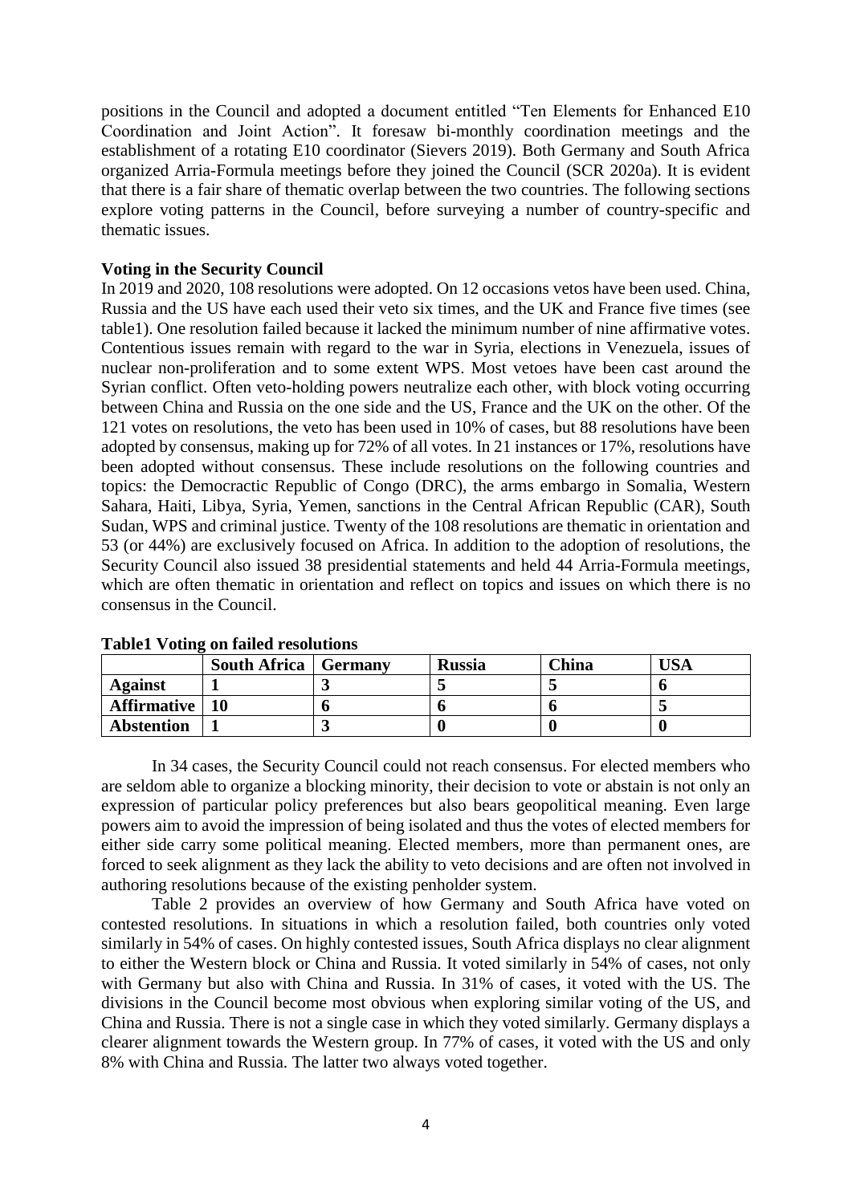positions in the Council and adopted a document entitled "Ten Elements for Enhanced E10 Coordination and Joint Action". It foresaw bi-monthly coordination meetings and the establishment of a rotating E10 coordinator (Sievers 2019). Both Germany and South Africa organized Arria-Formula meetings before they joined the Council (SCR 2020a). It is evident that there is a fair share of thematic overlap between the two countries. The following sections explore voting patterns in the Council, before surveying a number of country-specific and thematic issues.

**Voting in the Security Council**

In 2019 and 2020, 108 resolutions were adopted. On 12 occasions vetos have been used. China, Russia and the US have each used their veto six times, and the UK and France five times (see table1). One resolution failed because it lacked the minimum number of nine affirmative votes. Contentious issues remain with regard to the war in Syria, elections in Venezuela, issues of nuclear non-proliferation and to some extent WPS. Most vetoes have been cast around the Syrian conflict. Often veto-holding powers neutralize each other, with block voting occurring between China and Russia on the one side and the US, France and the UK on the other. Of the 121 votes on resolutions, the veto has been used in 10% of cases, but 88 resolutions have been adopted by consensus, making up for 72% of all votes. In 21 instances or 17%, resolutions have been adopted without consensus. These include resolutions on the following countries and topics: the Democractic Republic of Congo (DRC), the arms embargo in Somalia, Western Sahara, Haiti, Libya, Syria, Yemen, sanctions in the Central African Republic (CAR), South Sudan, WPS and criminal justice. Twenty of the 108 resolutions are thematic in orientation and 53 (or 44%) are exclusively focused on Africa. In addition to the adoption of resolutions, the Security Council also issued 38 presidential statements and held 44 Arria-Formula meetings, which are often thematic in orientation and reflect on topics and issues on which there is no consensus in the Council.

**Table1 Voting on failed resolutions**

| | South Africa | Germany | Russia | China | USA |
|---|---|---|---|---|---|
| **Against** | 1 | 3 | 5 | 5 | 6 |
| **Affirmative** | 10 | 6 | 6 | 6 | 5 |
| **Abstention** | 1 | 3 | 0 | 0 | 0 |

In 34 cases, the Security Council could not reach consensus. For elected members who are seldom able to organize a blocking minority, their decision to vote or abstain is not only an expression of particular policy preferences but also bears geopolitical meaning. Even large powers aim to avoid the impression of being isolated and thus the votes of elected members for either side carry some political meaning. Elected members, more than permanent ones, are forced to seek alignment as they lack the ability to veto decisions and are often not involved in authoring resolutions because of the existing penholder system.

Table 2 provides an overview of how Germany and South Africa have voted on contested resolutions. In situations in which a resolution failed, both countries only voted similarly in 54% of cases. On highly contested issues, South Africa displays no clear alignment to either the Western block or China and Russia. It voted similarly in 54% of cases, not only with Germany but also with China and Russia. In 31% of cases, it voted with the US. The divisions in the Council become most obvious when exploring similar voting of the US, and China and Russia. There is not a single case in which they voted similarly. Germany displays a clearer alignment towards the Western group. In 77% of cases, it voted with the US and only 8% with China and Russia. The latter two always voted together.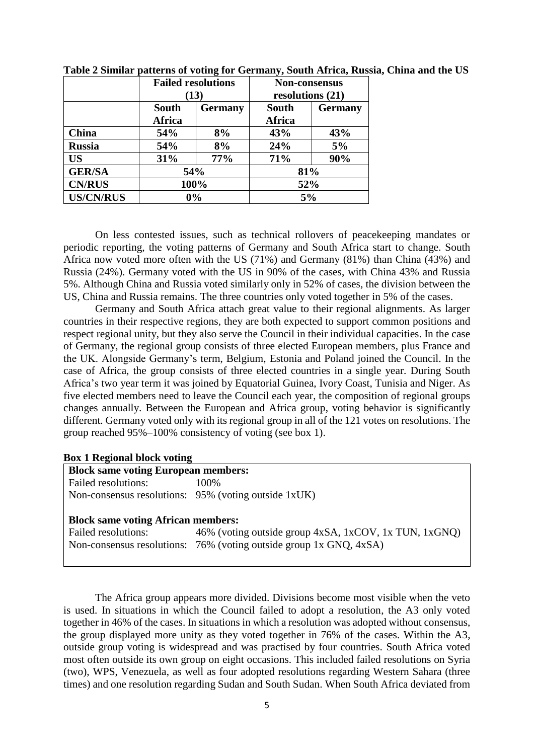**Table 2 Similar patterns of voting for Germany, South Africa, Russia, China and the US**

| | Failed resolutions (13) | | Non-consensus resolutions (21) | |
|---|---|---|---|---|
| | South Africa | Germany | South Africa | Germany |
| **China** | **54%** | **8%** | **43%** | **43%** |
| **Russia** | **54%** | **8%** | **24%** | **5%** |
| **US** | **31%** | **77%** | **71%** | **90%** |
| **GER/SA** | **54%** | | **81%** | |
| **CN/RUS** | **100%** | | **52%** | |
| **US/CN/RUS** | **0%** | | **5%** | |

On less contested issues, such as technical rollovers of peacekeeping mandates or periodic reporting, the voting patterns of Germany and South Africa start to change. South Africa now voted more often with the US (71%) and Germany (81%) than China (43%) and Russia (24%). Germany voted with the US in 90% of the cases, with China 43% and Russia 5%. Although China and Russia voted similarly only in 52% of cases, the division between the US, China and Russia remains. The three countries only voted together in 5% of the cases.

Germany and South Africa attach great value to their regional alignments. As larger countries in their respective regions, they are both expected to support common positions and respect regional unity, but they also serve the Council in their individual capacities. In the case of Germany, the regional group consists of three elected European members, plus France and the UK. Alongside Germany's term, Belgium, Estonia and Poland joined the Council. In the case of Africa, the group consists of three elected countries in a single year. During South Africa's two year term it was joined by Equatorial Guinea, Ivory Coast, Tunisia and Niger. As five elected members need to leave the Council each year, the composition of regional groups changes annually. Between the European and Africa group, voting behavior is significantly different. Germany voted only with its regional group in all of the 121 votes on resolutions. The group reached 95%–100% consistency of voting (see box 1).

**Box 1 Regional block voting**

**Block same voting European members:**
Failed resolutions: 100%
Non-consensus resolutions: 95% (voting outside 1xUK)

**Block same voting African members:**
Failed resolutions: 46% (voting outside group 4xSA, 1xCOV, 1x TUN, 1xGNQ)
Non-consensus resolutions: 76% (voting outside group 1x GNQ, 4xSA)

The Africa group appears more divided. Divisions become most visible when the veto is used. In situations in which the Council failed to adopt a resolution, the A3 only voted together in 46% of the cases. In situations in which a resolution was adopted without consensus, the group displayed more unity as they voted together in 76% of the cases. Within the A3, outside group voting is widespread and was practised by four countries. South Africa voted most often outside its own group on eight occasions. This included failed resolutions on Syria (two), WPS, Venezuela, as well as four adopted resolutions regarding Western Sahara (three times) and one resolution regarding Sudan and South Sudan. When South Africa deviated from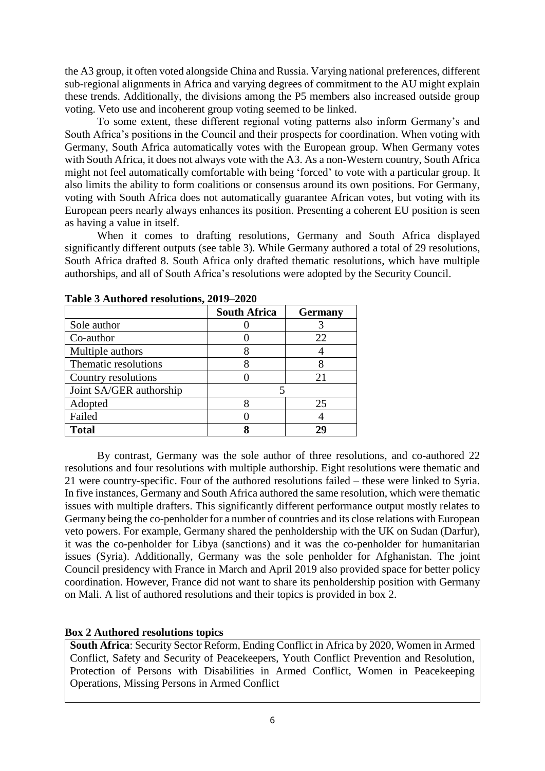the A3 group, it often voted alongside China and Russia. Varying national preferences, different sub-regional alignments in Africa and varying degrees of commitment to the AU might explain these trends. Additionally, the divisions among the P5 members also increased outside group voting. Veto use and incoherent group voting seemed to be linked.

To some extent, these different regional voting patterns also inform Germany's and South Africa's positions in the Council and their prospects for coordination. When voting with Germany, South Africa automatically votes with the European group. When Germany votes with South Africa, it does not always vote with the A3. As a non-Western country, South Africa might not feel automatically comfortable with being 'forced' to vote with a particular group. It also limits the ability to form coalitions or consensus around its own positions. For Germany, voting with South Africa does not automatically guarantee African votes, but voting with its European peers nearly always enhances its position. Presenting a coherent EU position is seen as having a value in itself.

When it comes to drafting resolutions, Germany and South Africa displayed significantly different outputs (see table 3). While Germany authored a total of 29 resolutions, South Africa drafted 8. South Africa only drafted thematic resolutions, which have multiple authorships, and all of South Africa's resolutions were adopted by the Security Council.

**Table 3 Authored resolutions, 2019–2020**

| | **South Africa** | **Germany** |
|---|---|---|
| Sole author | 0 | 3 |
| Co-author | 0 | 22 |
| Multiple authors | 8 | 4 |
| Thematic resolutions | 8 | 8 |
| Country resolutions | 0 | 21 |
| Joint SA/GER authorship | 5 | |
| Adopted | 8 | 25 |
| Failed | 0 | 4 |
| **Total** | **8** | **29** |

By contrast, Germany was the sole author of three resolutions, and co-authored 22 resolutions and four resolutions with multiple authorship. Eight resolutions were thematic and 21 were country-specific. Four of the authored resolutions failed – these were linked to Syria. In five instances, Germany and South Africa authored the same resolution, which were thematic issues with multiple drafters. This significantly different performance output mostly relates to Germany being the co-penholder for a number of countries and its close relations with European veto powers. For example, Germany shared the penholdership with the UK on Sudan (Darfur), it was the co-penholder for Libya (sanctions) and it was the co-penholder for humanitarian issues (Syria). Additionally, Germany was the sole penholder for Afghanistan. The joint Council presidency with France in March and April 2019 also provided space for better policy coordination. However, France did not want to share its penholdership position with Germany on Mali. A list of authored resolutions and their topics is provided in box 2.

**Box 2 Authored resolutions topics**

**South Africa**: Security Sector Reform, Ending Conflict in Africa by 2020, Women in Armed Conflict, Safety and Security of Peacekeepers, Youth Conflict Prevention and Resolution, Protection of Persons with Disabilities in Armed Conflict, Women in Peacekeeping Operations, Missing Persons in Armed Conflict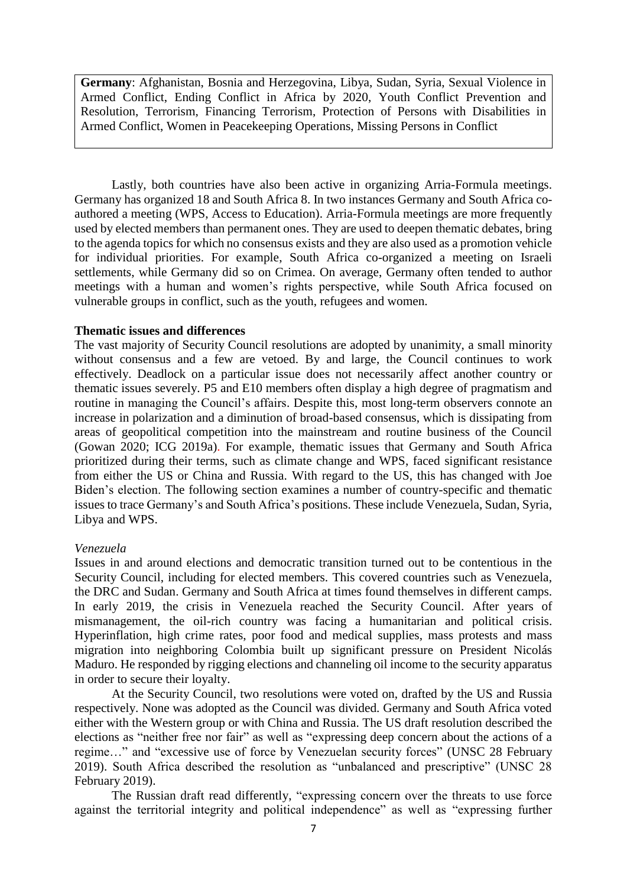**Germany**: Afghanistan, Bosnia and Herzegovina, Libya, Sudan, Syria, Sexual Violence in Armed Conflict, Ending Conflict in Africa by 2020, Youth Conflict Prevention and Resolution, Terrorism, Financing Terrorism, Protection of Persons with Disabilities in Armed Conflict, Women in Peacekeeping Operations, Missing Persons in Conflict

Lastly, both countries have also been active in organizing Arria-Formula meetings. Germany has organized 18 and South Africa 8. In two instances Germany and South Africa co-authored a meeting (WPS, Access to Education). Arria-Formula meetings are more frequently used by elected members than permanent ones. They are used to deepen thematic debates, bring to the agenda topics for which no consensus exists and they are also used as a promotion vehicle for individual priorities. For example, South Africa co-organized a meeting on Israeli settlements, while Germany did so on Crimea. On average, Germany often tended to author meetings with a human and women's rights perspective, while South Africa focused on vulnerable groups in conflict, such as the youth, refugees and women.

**Thematic issues and differences**

The vast majority of Security Council resolutions are adopted by unanimity, a small minority without consensus and a few are vetoed. By and large, the Council continues to work effectively. Deadlock on a particular issue does not necessarily affect another country or thematic issues severely. P5 and E10 members often display a high degree of pragmatism and routine in managing the Council's affairs. Despite this, most long-term observers connote an increase in polarization and a diminution of broad-based consensus, which is dissipating from areas of geopolitical competition into the mainstream and routine business of the Council (Gowan 2020; ICG 2019a). For example, thematic issues that Germany and South Africa prioritized during their terms, such as climate change and WPS, faced significant resistance from either the US or China and Russia. With regard to the US, this has changed with Joe Biden's election. The following section examines a number of country-specific and thematic issues to trace Germany's and South Africa's positions. These include Venezuela, Sudan, Syria, Libya and WPS.

*Venezuela*

Issues in and around elections and democratic transition turned out to be contentious in the Security Council, including for elected members. This covered countries such as Venezuela, the DRC and Sudan. Germany and South Africa at times found themselves in different camps. In early 2019, the crisis in Venezuela reached the Security Council. After years of mismanagement, the oil-rich country was facing a humanitarian and political crisis. Hyperinflation, high crime rates, poor food and medical supplies, mass protests and mass migration into neighboring Colombia built up significant pressure on President Nicolás Maduro. He responded by rigging elections and channeling oil income to the security apparatus in order to secure their loyalty.

At the Security Council, two resolutions were voted on, drafted by the US and Russia respectively. None was adopted as the Council was divided. Germany and South Africa voted either with the Western group or with China and Russia. The US draft resolution described the elections as "neither free nor fair" as well as "expressing deep concern about the actions of a regime…" and "excessive use of force by Venezuelan security forces" (UNSC 28 February 2019). South Africa described the resolution as "unbalanced and prescriptive" (UNSC 28 February 2019).

The Russian draft read differently, "expressing concern over the threats to use force against the territorial integrity and political independence" as well as "expressing further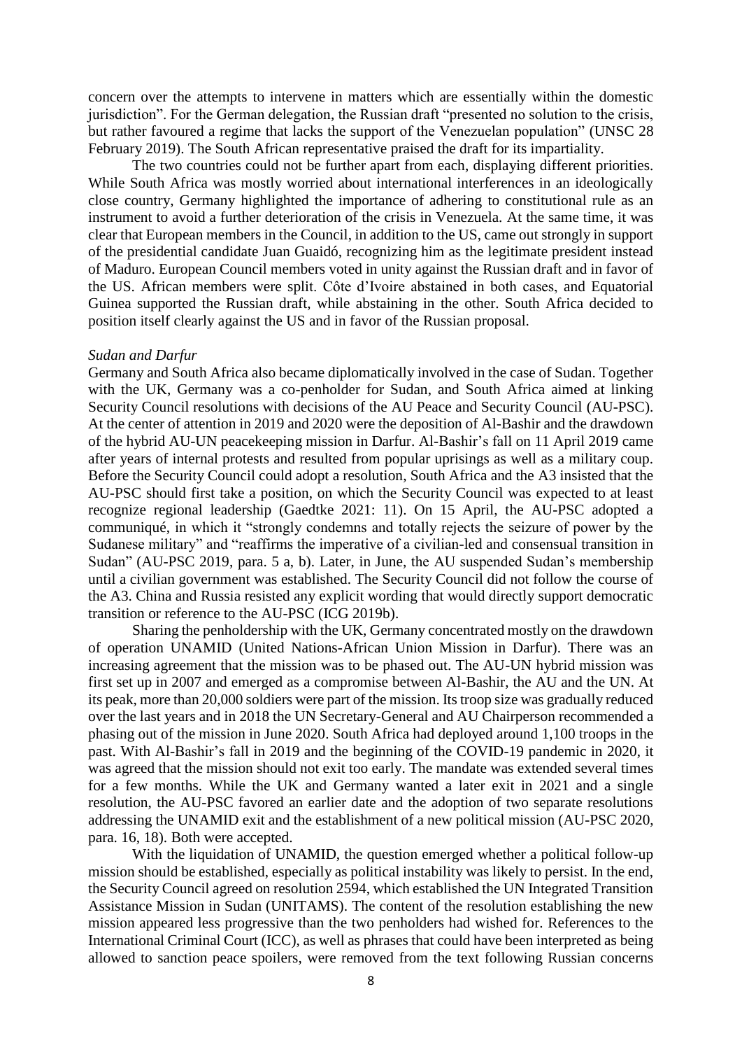concern over the attempts to intervene in matters which are essentially within the domestic jurisdiction". For the German delegation, the Russian draft "presented no solution to the crisis, but rather favoured a regime that lacks the support of the Venezuelan population" (UNSC 28 February 2019). The South African representative praised the draft for its impartiality.

The two countries could not be further apart from each, displaying different priorities. While South Africa was mostly worried about international interferences in an ideologically close country, Germany highlighted the importance of adhering to constitutional rule as an instrument to avoid a further deterioration of the crisis in Venezuela. At the same time, it was clear that European members in the Council, in addition to the US, came out strongly in support of the presidential candidate Juan Guaidó, recognizing him as the legitimate president instead of Maduro. European Council members voted in unity against the Russian draft and in favor of the US. African members were split. Côte d'Ivoire abstained in both cases, and Equatorial Guinea supported the Russian draft, while abstaining in the other. South Africa decided to position itself clearly against the US and in favor of the Russian proposal.

*Sudan and Darfur*

Germany and South Africa also became diplomatically involved in the case of Sudan. Together with the UK, Germany was a co-penholder for Sudan, and South Africa aimed at linking Security Council resolutions with decisions of the AU Peace and Security Council (AU-PSC). At the center of attention in 2019 and 2020 were the deposition of Al-Bashir and the drawdown of the hybrid AU-UN peacekeeping mission in Darfur. Al-Bashir's fall on 11 April 2019 came after years of internal protests and resulted from popular uprisings as well as a military coup. Before the Security Council could adopt a resolution, South Africa and the A3 insisted that the AU-PSC should first take a position, on which the Security Council was expected to at least recognize regional leadership (Gaedtke 2021: 11). On 15 April, the AU-PSC adopted a communiqué, in which it "strongly condemns and totally rejects the seizure of power by the Sudanese military" and "reaffirms the imperative of a civilian-led and consensual transition in Sudan" (AU-PSC 2019, para. 5 a, b). Later, in June, the AU suspended Sudan's membership until a civilian government was established. The Security Council did not follow the course of the A3. China and Russia resisted any explicit wording that would directly support democratic transition or reference to the AU-PSC (ICG 2019b).

Sharing the penholdership with the UK, Germany concentrated mostly on the drawdown of operation UNAMID (United Nations-African Union Mission in Darfur). There was an increasing agreement that the mission was to be phased out. The AU-UN hybrid mission was first set up in 2007 and emerged as a compromise between Al-Bashir, the AU and the UN. At its peak, more than 20,000 soldiers were part of the mission. Its troop size was gradually reduced over the last years and in 2018 the UN Secretary-General and AU Chairperson recommended a phasing out of the mission in June 2020. South Africa had deployed around 1,100 troops in the past. With Al-Bashir's fall in 2019 and the beginning of the COVID-19 pandemic in 2020, it was agreed that the mission should not exit too early. The mandate was extended several times for a few months. While the UK and Germany wanted a later exit in 2021 and a single resolution, the AU-PSC favored an earlier date and the adoption of two separate resolutions addressing the UNAMID exit and the establishment of a new political mission (AU-PSC 2020, para. 16, 18). Both were accepted.

With the liquidation of UNAMID, the question emerged whether a political follow-up mission should be established, especially as political instability was likely to persist. In the end, the Security Council agreed on resolution 2594, which established the UN Integrated Transition Assistance Mission in Sudan (UNITAMS). The content of the resolution establishing the new mission appeared less progressive than the two penholders had wished for. References to the International Criminal Court (ICC), as well as phrases that could have been interpreted as being allowed to sanction peace spoilers, were removed from the text following Russian concerns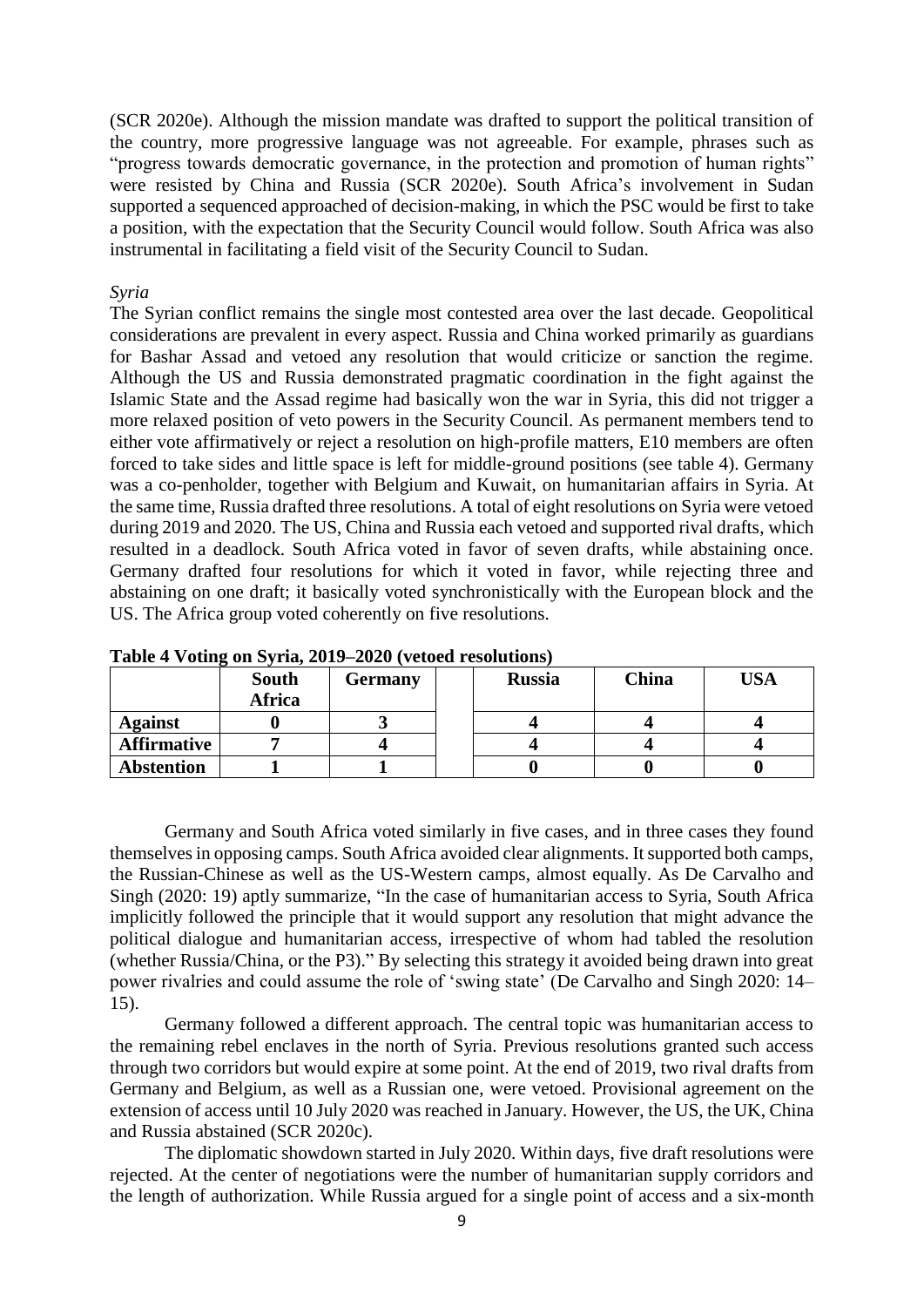(SCR 2020e). Although the mission mandate was drafted to support the political transition of the country, more progressive language was not agreeable. For example, phrases such as "progress towards democratic governance, in the protection and promotion of human rights" were resisted by China and Russia (SCR 2020e). South Africa's involvement in Sudan supported a sequenced approached of decision-making, in which the PSC would be first to take a position, with the expectation that the Security Council would follow. South Africa was also instrumental in facilitating a field visit of the Security Council to Sudan.

*Syria*

The Syrian conflict remains the single most contested area over the last decade. Geopolitical considerations are prevalent in every aspect. Russia and China worked primarily as guardians for Bashar Assad and vetoed any resolution that would criticize or sanction the regime. Although the US and Russia demonstrated pragmatic coordination in the fight against the Islamic State and the Assad regime had basically won the war in Syria, this did not trigger a more relaxed position of veto powers in the Security Council. As permanent members tend to either vote affirmatively or reject a resolution on high-profile matters, E10 members are often forced to take sides and little space is left for middle-ground positions (see table 4). Germany was a co-penholder, together with Belgium and Kuwait, on humanitarian affairs in Syria. At the same time, Russia drafted three resolutions. A total of eight resolutions on Syria were vetoed during 2019 and 2020. The US, China and Russia each vetoed and supported rival drafts, which resulted in a deadlock. South Africa voted in favor of seven drafts, while abstaining once. Germany drafted four resolutions for which it voted in favor, while rejecting three and abstaining on one draft; it basically voted synchronistically with the European block and the US. The Africa group voted coherently on five resolutions.

**Table 4 Voting on Syria, 2019–2020 (vetoed resolutions)**

| | South Africa | Germany | | Russia | China | USA |
|---|---|---|---|---|---|---|
| **Against** | **0** | **3** | | **4** | **4** | **4** |
| **Affirmative** | **7** | **4** | | **4** | **4** | **4** |
| **Abstention** | **1** | **1** | | **0** | **0** | **0** |

Germany and South Africa voted similarly in five cases, and in three cases they found themselves in opposing camps. South Africa avoided clear alignments. It supported both camps, the Russian-Chinese as well as the US-Western camps, almost equally. As De Carvalho and Singh (2020: 19) aptly summarize, "In the case of humanitarian access to Syria, South Africa implicitly followed the principle that it would support any resolution that might advance the political dialogue and humanitarian access, irrespective of whom had tabled the resolution (whether Russia/China, or the P3)." By selecting this strategy it avoided being drawn into great power rivalries and could assume the role of 'swing state' (De Carvalho and Singh 2020: 14–15).

Germany followed a different approach. The central topic was humanitarian access to the remaining rebel enclaves in the north of Syria. Previous resolutions granted such access through two corridors but would expire at some point. At the end of 2019, two rival drafts from Germany and Belgium, as well as a Russian one, were vetoed. Provisional agreement on the extension of access until 10 July 2020 was reached in January. However, the US, the UK, China and Russia abstained (SCR 2020c).

The diplomatic showdown started in July 2020. Within days, five draft resolutions were rejected. At the center of negotiations were the number of humanitarian supply corridors and the length of authorization. While Russia argued for a single point of access and a six-month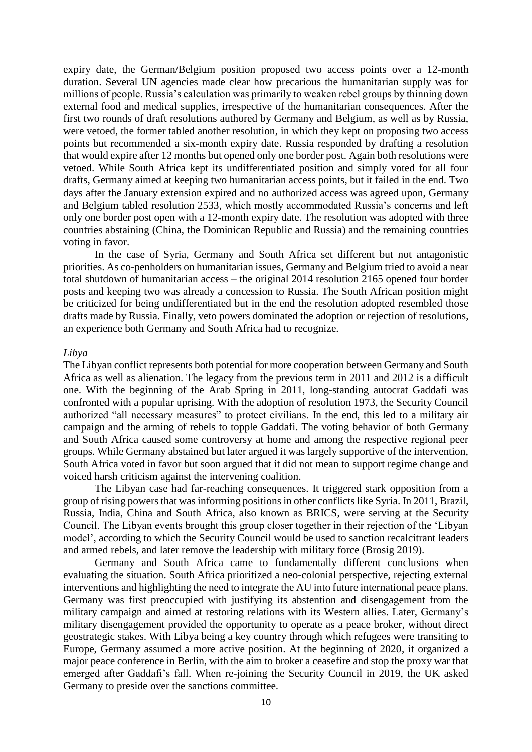expiry date, the German/Belgium position proposed two access points over a 12-month duration. Several UN agencies made clear how precarious the humanitarian supply was for millions of people. Russia's calculation was primarily to weaken rebel groups by thinning down external food and medical supplies, irrespective of the humanitarian consequences. After the first two rounds of draft resolutions authored by Germany and Belgium, as well as by Russia, were vetoed, the former tabled another resolution, in which they kept on proposing two access points but recommended a six-month expiry date. Russia responded by drafting a resolution that would expire after 12 months but opened only one border post. Again both resolutions were vetoed. While South Africa kept its undifferentiated position and simply voted for all four drafts, Germany aimed at keeping two humanitarian access points, but it failed in the end. Two days after the January extension expired and no authorized access was agreed upon, Germany and Belgium tabled resolution 2533, which mostly accommodated Russia's concerns and left only one border post open with a 12-month expiry date. The resolution was adopted with three countries abstaining (China, the Dominican Republic and Russia) and the remaining countries voting in favor.

In the case of Syria, Germany and South Africa set different but not antagonistic priorities. As co-penholders on humanitarian issues, Germany and Belgium tried to avoid a near total shutdown of humanitarian access – the original 2014 resolution 2165 opened four border posts and keeping two was already a concession to Russia. The South African position might be criticized for being undifferentiated but in the end the resolution adopted resembled those drafts made by Russia. Finally, veto powers dominated the adoption or rejection of resolutions, an experience both Germany and South Africa had to recognize.

*Libya*

The Libyan conflict represents both potential for more cooperation between Germany and South Africa as well as alienation. The legacy from the previous term in 2011 and 2012 is a difficult one. With the beginning of the Arab Spring in 2011, long-standing autocrat Gaddafi was confronted with a popular uprising. With the adoption of resolution 1973, the Security Council authorized "all necessary measures" to protect civilians. In the end, this led to a military air campaign and the arming of rebels to topple Gaddafi. The voting behavior of both Germany and South Africa caused some controversy at home and among the respective regional peer groups. While Germany abstained but later argued it was largely supportive of the intervention, South Africa voted in favor but soon argued that it did not mean to support regime change and voiced harsh criticism against the intervening coalition.

The Libyan case had far-reaching consequences. It triggered stark opposition from a group of rising powers that was informing positions in other conflicts like Syria. In 2011, Brazil, Russia, India, China and South Africa, also known as BRICS, were serving at the Security Council. The Libyan events brought this group closer together in their rejection of the 'Libyan model', according to which the Security Council would be used to sanction recalcitrant leaders and armed rebels, and later remove the leadership with military force (Brosig 2019).

Germany and South Africa came to fundamentally different conclusions when evaluating the situation. South Africa prioritized a neo-colonial perspective, rejecting external interventions and highlighting the need to integrate the AU into future international peace plans. Germany was first preoccupied with justifying its abstention and disengagement from the military campaign and aimed at restoring relations with its Western allies. Later, Germany's military disengagement provided the opportunity to operate as a peace broker, without direct geostrategic stakes. With Libya being a key country through which refugees were transiting to Europe, Germany assumed a more active position. At the beginning of 2020, it organized a major peace conference in Berlin, with the aim to broker a ceasefire and stop the proxy war that emerged after Gaddafi's fall. When re-joining the Security Council in 2019, the UK asked Germany to preside over the sanctions committee.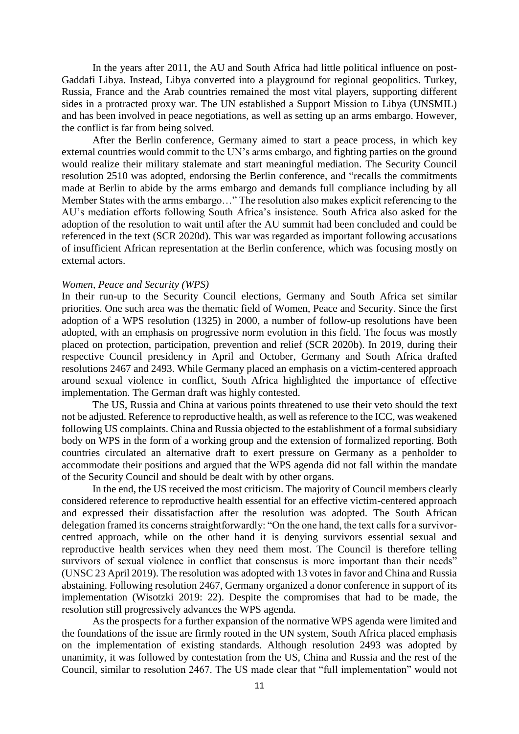In the years after 2011, the AU and South Africa had little political influence on post-Gaddafi Libya. Instead, Libya converted into a playground for regional geopolitics. Turkey, Russia, France and the Arab countries remained the most vital players, supporting different sides in a protracted proxy war. The UN established a Support Mission to Libya (UNSMIL) and has been involved in peace negotiations, as well as setting up an arms embargo. However, the conflict is far from being solved.

After the Berlin conference, Germany aimed to start a peace process, in which key external countries would commit to the UN's arms embargo, and fighting parties on the ground would realize their military stalemate and start meaningful mediation. The Security Council resolution 2510 was adopted, endorsing the Berlin conference, and "recalls the commitments made at Berlin to abide by the arms embargo and demands full compliance including by all Member States with the arms embargo…" The resolution also makes explicit referencing to the AU's mediation efforts following South Africa's insistence. South Africa also asked for the adoption of the resolution to wait until after the AU summit had been concluded and could be referenced in the text (SCR 2020d). This war was regarded as important following accusations of insufficient African representation at the Berlin conference, which was focusing mostly on external actors.

*Women, Peace and Security (WPS)*

In their run-up to the Security Council elections, Germany and South Africa set similar priorities. One such area was the thematic field of Women, Peace and Security. Since the first adoption of a WPS resolution (1325) in 2000, a number of follow-up resolutions have been adopted, with an emphasis on progressive norm evolution in this field. The focus was mostly placed on protection, participation, prevention and relief (SCR 2020b). In 2019, during their respective Council presidency in April and October, Germany and South Africa drafted resolutions 2467 and 2493. While Germany placed an emphasis on a victim-centered approach around sexual violence in conflict, South Africa highlighted the importance of effective implementation. The German draft was highly contested.

The US, Russia and China at various points threatened to use their veto should the text not be adjusted. Reference to reproductive health, as well as reference to the ICC, was weakened following US complaints. China and Russia objected to the establishment of a formal subsidiary body on WPS in the form of a working group and the extension of formalized reporting. Both countries circulated an alternative draft to exert pressure on Germany as a penholder to accommodate their positions and argued that the WPS agenda did not fall within the mandate of the Security Council and should be dealt with by other organs.

In the end, the US received the most criticism. The majority of Council members clearly considered reference to reproductive health essential for an effective victim-centered approach and expressed their dissatisfaction after the resolution was adopted. The South African delegation framed its concerns straightforwardly: "On the one hand, the text calls for a survivor-centred approach, while on the other hand it is denying survivors essential sexual and reproductive health services when they need them most. The Council is therefore telling survivors of sexual violence in conflict that consensus is more important than their needs" (UNSC 23 April 2019). The resolution was adopted with 13 votes in favor and China and Russia abstaining. Following resolution 2467, Germany organized a donor conference in support of its implementation (Wisotzki 2019: 22). Despite the compromises that had to be made, the resolution still progressively advances the WPS agenda.

As the prospects for a further expansion of the normative WPS agenda were limited and the foundations of the issue are firmly rooted in the UN system, South Africa placed emphasis on the implementation of existing standards. Although resolution 2493 was adopted by unanimity, it was followed by contestation from the US, China and Russia and the rest of the Council, similar to resolution 2467. The US made clear that "full implementation" would not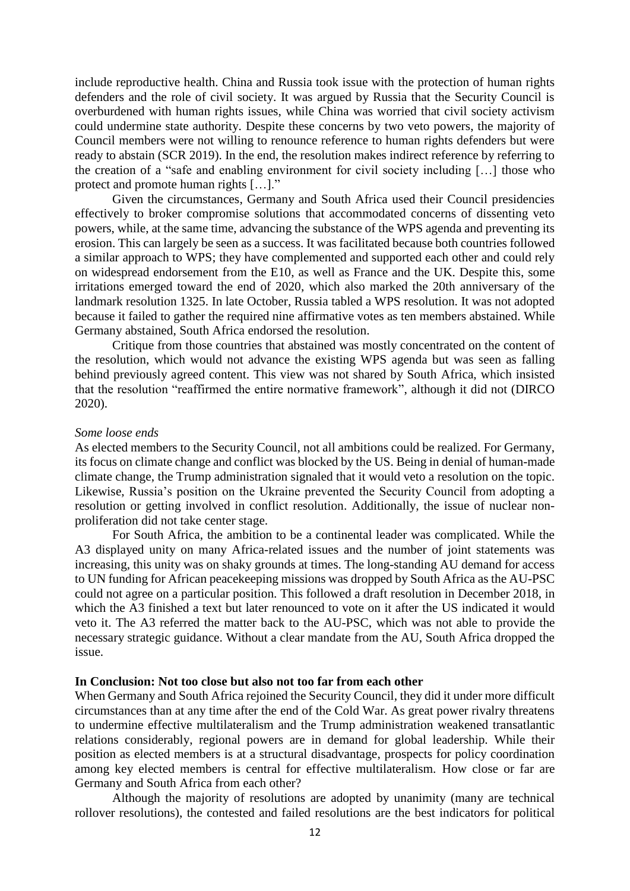include reproductive health. China and Russia took issue with the protection of human rights defenders and the role of civil society. It was argued by Russia that the Security Council is overburdened with human rights issues, while China was worried that civil society activism could undermine state authority. Despite these concerns by two veto powers, the majority of Council members were not willing to renounce reference to human rights defenders but were ready to abstain (SCR 2019). In the end, the resolution makes indirect reference by referring to the creation of a "safe and enabling environment for civil society including […] those who protect and promote human rights […]."

Given the circumstances, Germany and South Africa used their Council presidencies effectively to broker compromise solutions that accommodated concerns of dissenting veto powers, while, at the same time, advancing the substance of the WPS agenda and preventing its erosion. This can largely be seen as a success. It was facilitated because both countries followed a similar approach to WPS; they have complemented and supported each other and could rely on widespread endorsement from the E10, as well as France and the UK. Despite this, some irritations emerged toward the end of 2020, which also marked the 20th anniversary of the landmark resolution 1325. In late October, Russia tabled a WPS resolution. It was not adopted because it failed to gather the required nine affirmative votes as ten members abstained. While Germany abstained, South Africa endorsed the resolution.

Critique from those countries that abstained was mostly concentrated on the content of the resolution, which would not advance the existing WPS agenda but was seen as falling behind previously agreed content. This view was not shared by South Africa, which insisted that the resolution "reaffirmed the entire normative framework", although it did not (DIRCO 2020).

*Some loose ends*

As elected members to the Security Council, not all ambitions could be realized. For Germany, its focus on climate change and conflict was blocked by the US. Being in denial of human-made climate change, the Trump administration signaled that it would veto a resolution on the topic. Likewise, Russia's position on the Ukraine prevented the Security Council from adopting a resolution or getting involved in conflict resolution. Additionally, the issue of nuclear non-proliferation did not take center stage.

For South Africa, the ambition to be a continental leader was complicated. While the A3 displayed unity on many Africa-related issues and the number of joint statements was increasing, this unity was on shaky grounds at times. The long-standing AU demand for access to UN funding for African peacekeeping missions was dropped by South Africa as the AU-PSC could not agree on a particular position. This followed a draft resolution in December 2018, in which the A3 finished a text but later renounced to vote on it after the US indicated it would veto it. The A3 referred the matter back to the AU-PSC, which was not able to provide the necessary strategic guidance. Without a clear mandate from the AU, South Africa dropped the issue.

## In Conclusion: Not too close but also not too far from each other

When Germany and South Africa rejoined the Security Council, they did it under more difficult circumstances than at any time after the end of the Cold War. As great power rivalry threatens to undermine effective multilateralism and the Trump administration weakened transatlantic relations considerably, regional powers are in demand for global leadership. While their position as elected members is at a structural disadvantage, prospects for policy coordination among key elected members is central for effective multilateralism. How close or far are Germany and South Africa from each other?

Although the majority of resolutions are adopted by unanimity (many are technical rollover resolutions), the contested and failed resolutions are the best indicators for political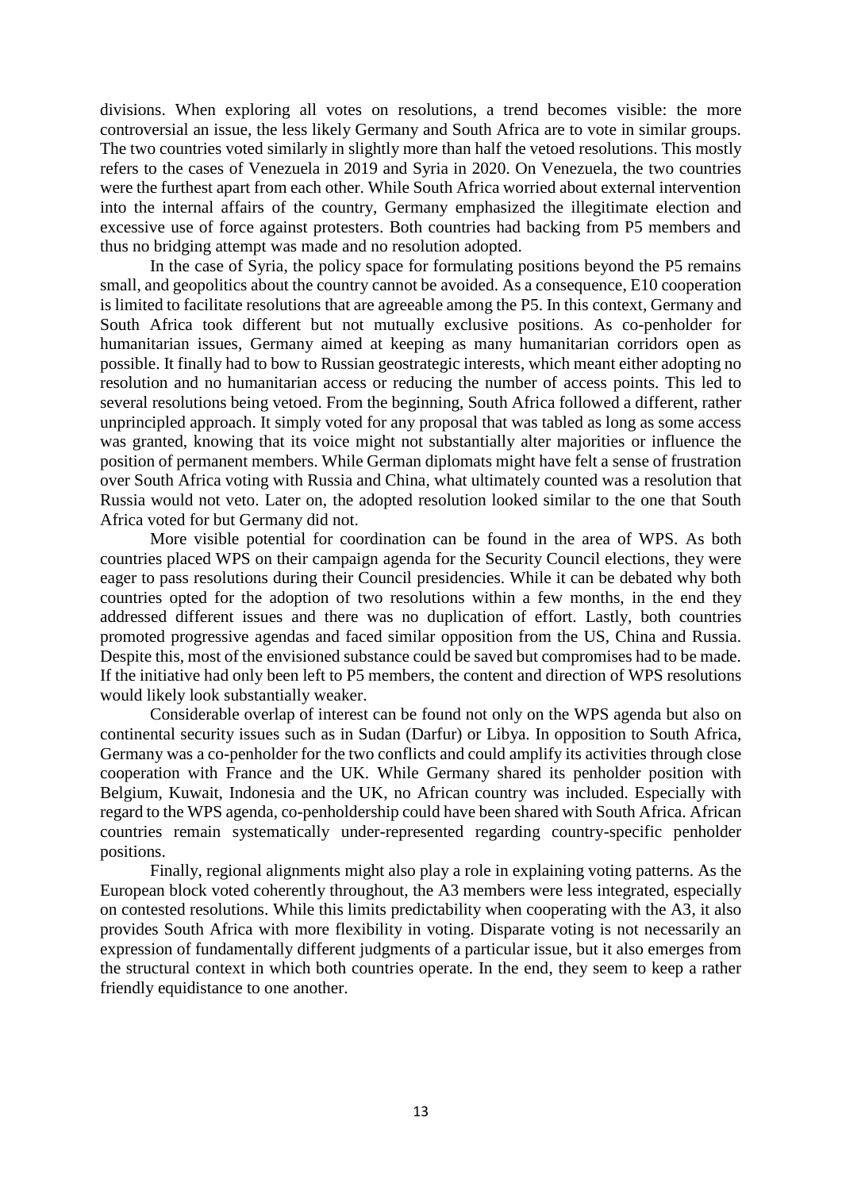divisions. When exploring all votes on resolutions, a trend becomes visible: the more controversial an issue, the less likely Germany and South Africa are to vote in similar groups. The two countries voted similarly in slightly more than half the vetoed resolutions. This mostly refers to the cases of Venezuela in 2019 and Syria in 2020. On Venezuela, the two countries were the furthest apart from each other. While South Africa worried about external intervention into the internal affairs of the country, Germany emphasized the illegitimate election and excessive use of force against protesters. Both countries had backing from P5 members and thus no bridging attempt was made and no resolution adopted.

In the case of Syria, the policy space for formulating positions beyond the P5 remains small, and geopolitics about the country cannot be avoided. As a consequence, E10 cooperation is limited to facilitate resolutions that are agreeable among the P5. In this context, Germany and South Africa took different but not mutually exclusive positions. As co-penholder for humanitarian issues, Germany aimed at keeping as many humanitarian corridors open as possible. It finally had to bow to Russian geostrategic interests, which meant either adopting no resolution and no humanitarian access or reducing the number of access points. This led to several resolutions being vetoed. From the beginning, South Africa followed a different, rather unprincipled approach. It simply voted for any proposal that was tabled as long as some access was granted, knowing that its voice might not substantially alter majorities or influence the position of permanent members. While German diplomats might have felt a sense of frustration over South Africa voting with Russia and China, what ultimately counted was a resolution that Russia would not veto. Later on, the adopted resolution looked similar to the one that South Africa voted for but Germany did not.

More visible potential for coordination can be found in the area of WPS. As both countries placed WPS on their campaign agenda for the Security Council elections, they were eager to pass resolutions during their Council presidencies. While it can be debated why both countries opted for the adoption of two resolutions within a few months, in the end they addressed different issues and there was no duplication of effort. Lastly, both countries promoted progressive agendas and faced similar opposition from the US, China and Russia. Despite this, most of the envisioned substance could be saved but compromises had to be made. If the initiative had only been left to P5 members, the content and direction of WPS resolutions would likely look substantially weaker.

Considerable overlap of interest can be found not only on the WPS agenda but also on continental security issues such as in Sudan (Darfur) or Libya. In opposition to South Africa, Germany was a co-penholder for the two conflicts and could amplify its activities through close cooperation with France and the UK. While Germany shared its penholder position with Belgium, Kuwait, Indonesia and the UK, no African country was included. Especially with regard to the WPS agenda, co-penholdership could have been shared with South Africa. African countries remain systematically under-represented regarding country-specific penholder positions.

Finally, regional alignments might also play a role in explaining voting patterns. As the European block voted coherently throughout, the A3 members were less integrated, especially on contested resolutions. While this limits predictability when cooperating with the A3, it also provides South Africa with more flexibility in voting. Disparate voting is not necessarily an expression of fundamentally different judgments of a particular issue, but it also emerges from the structural context in which both countries operate. In the end, they seem to keep a rather friendly equidistance to one another.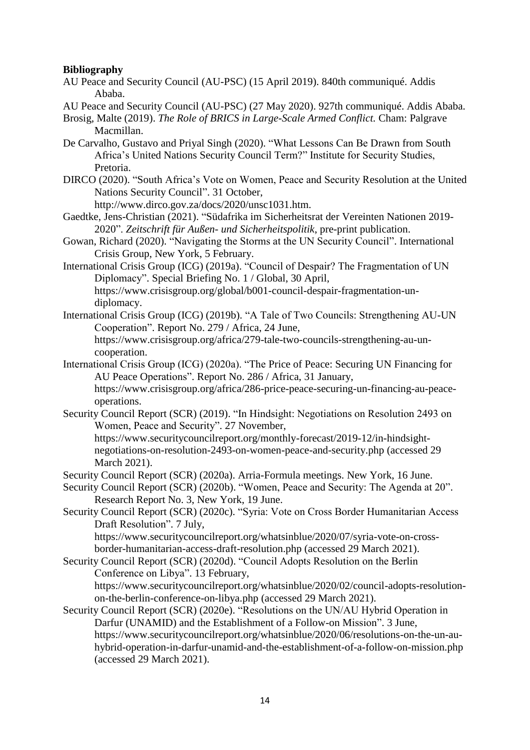**Bibliography**

AU Peace and Security Council (AU-PSC) (15 April 2019). 840th communiqué. Addis Ababa.

AU Peace and Security Council (AU-PSC) (27 May 2020). 927th communiqué. Addis Ababa.

Brosig, Malte (2019). *The Role of BRICS in Large-Scale Armed Conflict.* Cham: Palgrave Macmillan.

De Carvalho, Gustavo and Priyal Singh (2020). "What Lessons Can Be Drawn from South Africa's United Nations Security Council Term?" Institute for Security Studies, Pretoria.

DIRCO (2020). "South Africa's Vote on Women, Peace and Security Resolution at the United Nations Security Council". 31 October, http://www.dirco.gov.za/docs/2020/unsc1031.htm.

Gaedtke, Jens-Christian (2021). "Südafrika im Sicherheitsrat der Vereinten Nationen 2019-2020". *Zeitschrift für Außen- und Sicherheitspolitik*, pre-print publication.

Gowan, Richard (2020). "Navigating the Storms at the UN Security Council". International Crisis Group, New York, 5 February.

International Crisis Group (ICG) (2019a). "Council of Despair? The Fragmentation of UN Diplomacy". Special Briefing No. 1 / Global, 30 April, https://www.crisisgroup.org/global/b001-council-despair-fragmentation-un-diplomacy.

International Crisis Group (ICG) (2019b). "A Tale of Two Councils: Strengthening AU-UN Cooperation". Report No. 279 / Africa, 24 June, https://www.crisisgroup.org/africa/279-tale-two-councils-strengthening-au-un-cooperation.

International Crisis Group (ICG) (2020a). "The Price of Peace: Securing UN Financing for AU Peace Operations". Report No. 286 / Africa, 31 January, https://www.crisisgroup.org/africa/286-price-peace-securing-un-financing-au-peace-operations.

Security Council Report (SCR) (2019). "In Hindsight: Negotiations on Resolution 2493 on Women, Peace and Security". 27 November, https://www.securitycouncilreport.org/monthly-forecast/2019-12/in-hindsight-negotiations-on-resolution-2493-on-women-peace-and-security.php (accessed 29 March 2021).

Security Council Report (SCR) (2020a). Arria-Formula meetings. New York, 16 June.

Security Council Report (SCR) (2020b). "Women, Peace and Security: The Agenda at 20". Research Report No. 3, New York, 19 June.

Security Council Report (SCR) (2020c). "Syria: Vote on Cross Border Humanitarian Access Draft Resolution". 7 July, https://www.securitycouncilreport.org/whatsinblue/2020/07/syria-vote-on-cross-border-humanitarian-access-draft-resolution.php (accessed 29 March 2021).

Security Council Report (SCR) (2020d). "Council Adopts Resolution on the Berlin Conference on Libya". 13 February, https://www.securitycouncilreport.org/whatsinblue/2020/02/council-adopts-resolution-on-the-berlin-conference-on-libya.php (accessed 29 March 2021).

Security Council Report (SCR) (2020e). "Resolutions on the UN/AU Hybrid Operation in Darfur (UNAMID) and the Establishment of a Follow-on Mission". 3 June, https://www.securitycouncilreport.org/whatsinblue/2020/06/resolutions-on-the-un-au-hybrid-operation-in-darfur-unamid-and-the-establishment-of-a-follow-on-mission.php (accessed 29 March 2021).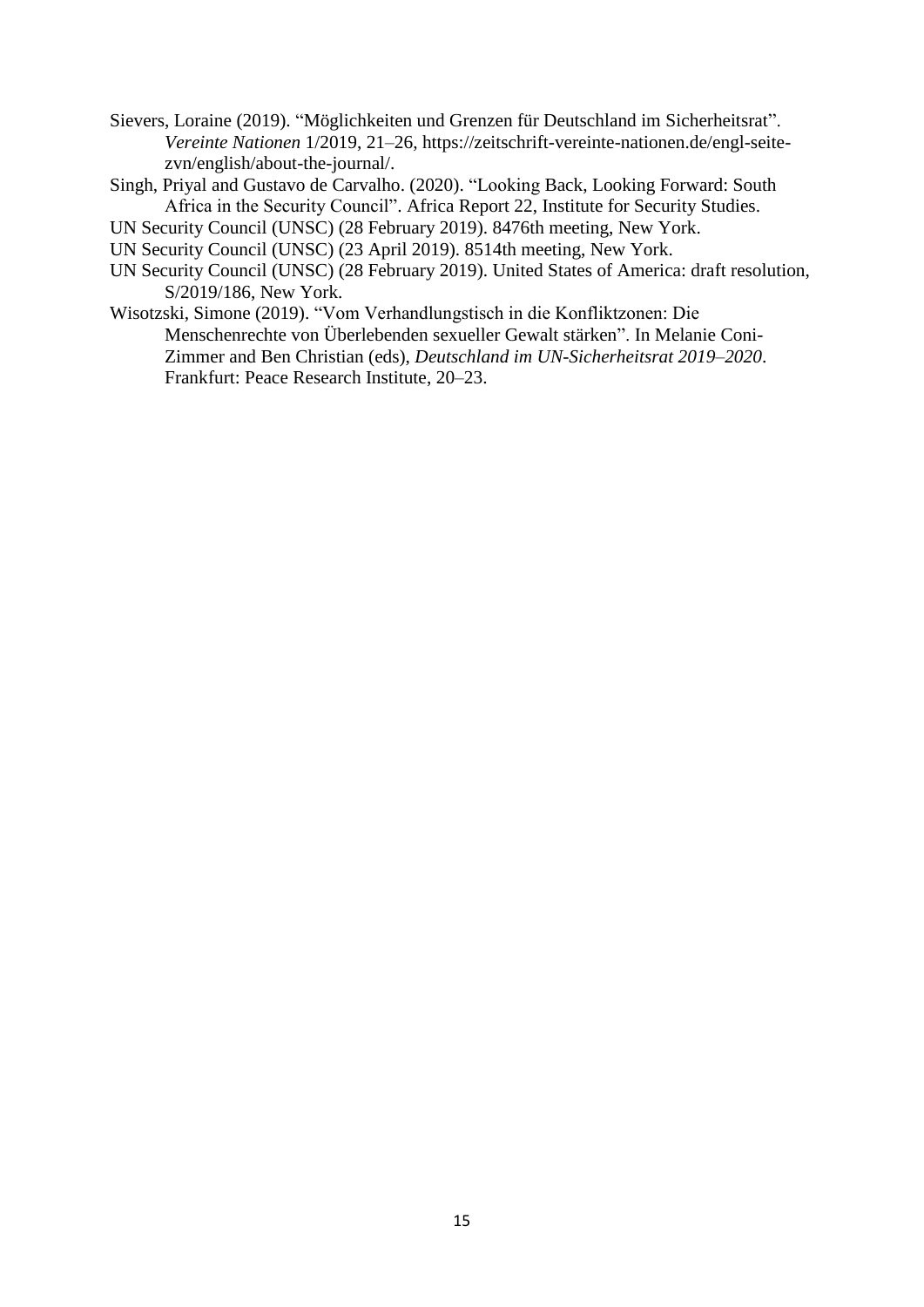Sievers, Loraine (2019). “Möglichkeiten und Grenzen für Deutschland im Sicherheitsrat”. *Vereinte Nationen* 1/2019, 21–26, https://zeitschrift-vereinte-nationen.de/engl-seite-zvn/english/about-the-journal/.

Singh, Priyal and Gustavo de Carvalho. (2020). “Looking Back, Looking Forward: South Africa in the Security Council”. Africa Report 22, Institute for Security Studies.

UN Security Council (UNSC) (28 February 2019). 8476th meeting, New York.

UN Security Council (UNSC) (23 April 2019). 8514th meeting, New York.

UN Security Council (UNSC) (28 February 2019). United States of America: draft resolution, S/2019/186, New York.

Wisotzski, Simone (2019). “Vom Verhandlungstisch in die Konfliktzonen: Die Menschenrechte von Überlebenden sexueller Gewalt stärken”. In Melanie Coni-Zimmer and Ben Christian (eds), *Deutschland im UN-Sicherheitsrat 2019–2020*. Frankfurt: Peace Research Institute, 20–23.